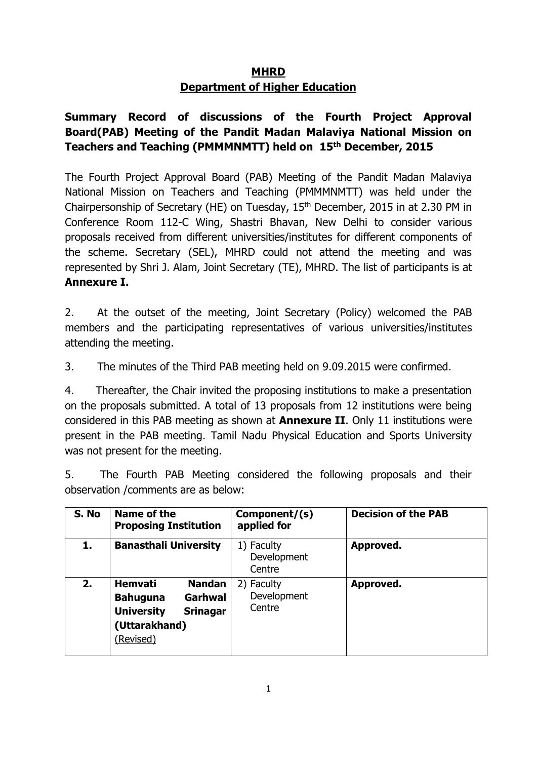**MHRD**

**Department of Higher Education**

**Summary Record of discussions of the Fourth Project Approval Board(PAB) Meeting of the Pandit Madan Malaviya National Mission on Teachers and Teaching (PMMMNMTT) held on 15th December, 2015**

The Fourth Project Approval Board (PAB) Meeting of the Pandit Madan Malaviya National Mission on Teachers and Teaching (PMMMNMTT) was held under the Chairpersonship of Secretary (HE) on Tuesday, 15th December, 2015 in at 2.30 PM in Conference Room 112-C Wing, Shastri Bhavan, New Delhi to consider various proposals received from different universities/institutes for different components of the scheme. Secretary (SEL), MHRD could not attend the meeting and was represented by Shri J. Alam, Joint Secretary (TE), MHRD. The list of participants is at **Annexure I.**

2. At the outset of the meeting, Joint Secretary (Policy) welcomed the PAB members and the participating representatives of various universities/institutes attending the meeting.

3. The minutes of the Third PAB meeting held on 9.09.2015 were confirmed.

4. Thereafter, the Chair invited the proposing institutions to make a presentation on the proposals submitted. A total of 13 proposals from 12 institutions were being considered in this PAB meeting as shown at **Annexure II**. Only 11 institutions were present in the PAB meeting. Tamil Nadu Physical Education and Sports University was not present for the meeting.

5. The Fourth PAB Meeting considered the following proposals and their observation /comments are as below:

| S. No | Name of the Proposing Institution | Component/(s) applied for | Decision of the PAB |
|---|---|---|---|
| **1.** | **Banasthali University** | 1) Faculty Development Centre | **Approved.** |
| **2.** | **Hemvati Nandan Bahuguna Garhwal University Srinagar (Uttarakhand)** (Revised) | 2) Faculty Development Centre | **Approved.** |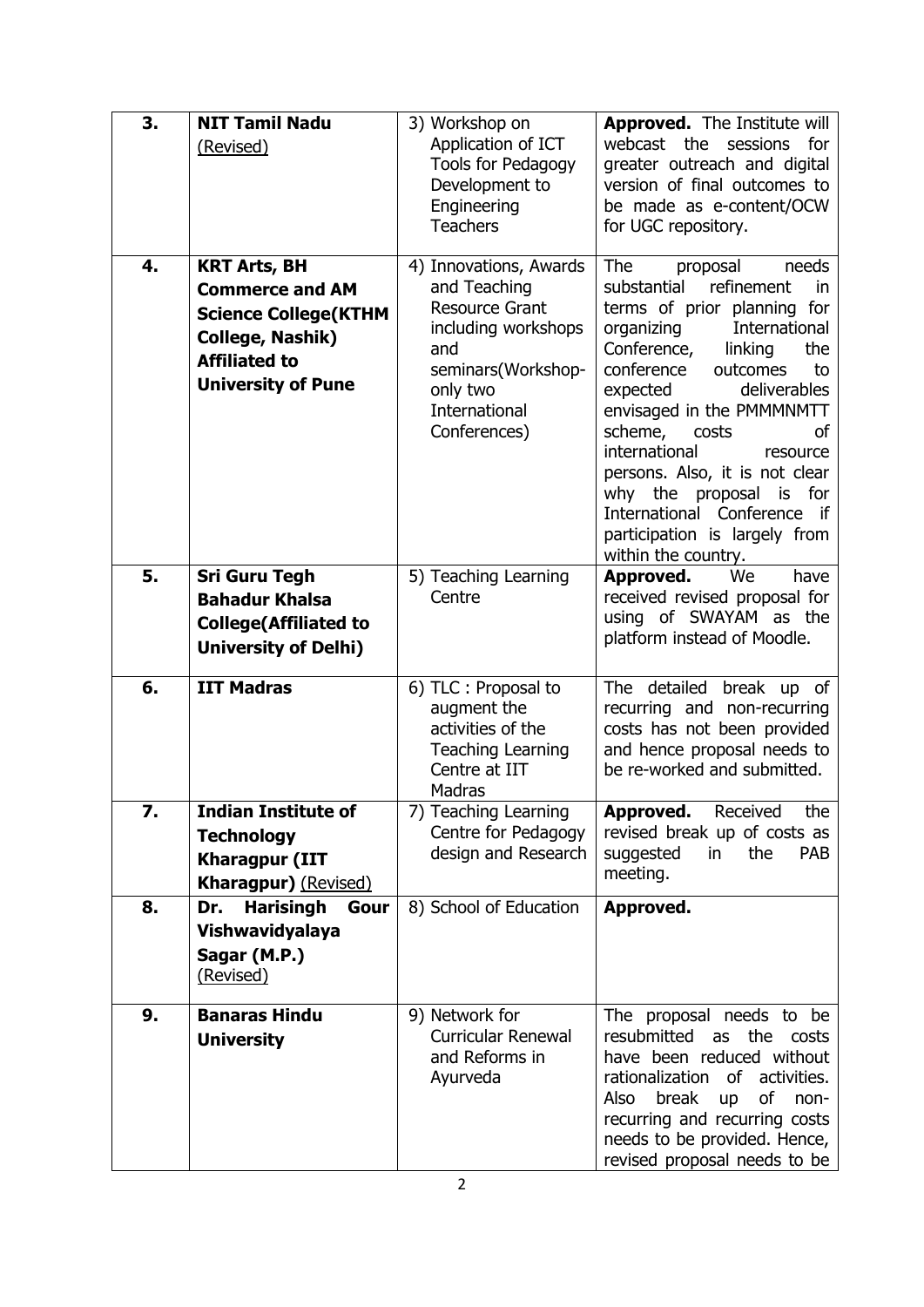| 3. | **NIT Tamil Nadu** (Revised) | 3) Workshop on Application of ICT Tools for Pedagogy Development to Engineering Teachers | **Approved.** The Institute will webcast the sessions for greater outreach and digital version of final outcomes to be made as e-content/OCW for UGC repository. |
|---|---|---|---|
| 4. | **KRT Arts, BH Commerce and AM Science College(KTHM College, Nashik) Affiliated to University of Pune** | 4) Innovations, Awards and Teaching Resource Grant including workshops and seminars(Workshop-only two International Conferences) | The proposal needs substantial refinement in terms of prior planning for organizing International Conference, linking the conference outcomes to expected deliverables envisaged in the PMMMNMTT scheme, costs of international resource persons. Also, it is not clear why the proposal is for International Conference if participation is largely from within the country. |
| 5. | **Sri Guru Tegh Bahadur Khalsa College(Affiliated to University of Delhi)** | 5) Teaching Learning Centre | **Approved.** We have received revised proposal for using of SWAYAM as the platform instead of Moodle. |
| 6. | **IIT Madras** | 6) TLC : Proposal to augment the activities of the Teaching Learning Centre at IIT Madras | The detailed break up of recurring and non-recurring costs has not been provided and hence proposal needs to be re-worked and submitted. |
| 7. | **Indian Institute of Technology Kharagpur (IIT Kharagpur)** (Revised) | 7) Teaching Learning Centre for Pedagogy design and Research | **Approved.** Received the revised break up of costs as suggested in the PAB meeting. |
| 8. | **Dr. Harisingh Gour Vishwavidyalaya Sagar (M.P.)** (Revised) | 8) School of Education | **Approved.** |
| 9. | **Banaras Hindu University** | 9) Network for Curricular Renewal and Reforms in Ayurveda | The proposal needs to be resubmitted as the costs have been reduced without rationalization of activities. Also break up of non-recurring and recurring costs needs to be provided. Hence, revised proposal needs to be |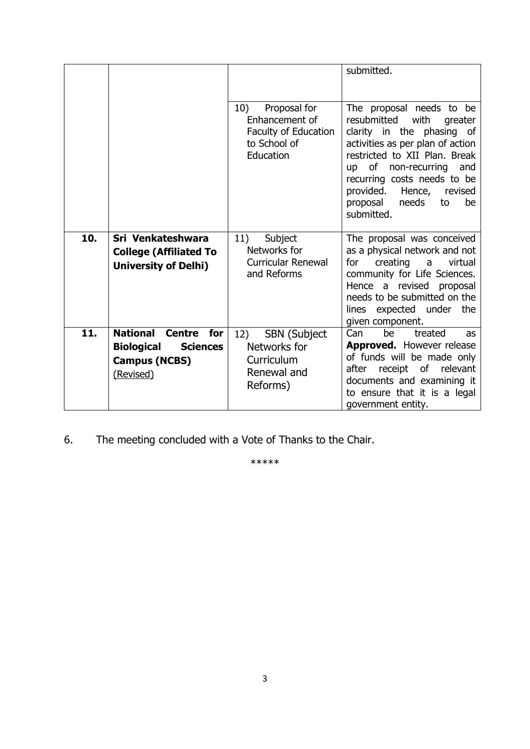| | | | submitted. |
|---|---|---|---|
| | | 10) Proposal for Enhancement of Faculty of Education to School of Education | The proposal needs to be resubmitted with greater clarity in the phasing of activities as per plan of action restricted to XII Plan. Break up of non-recurring and recurring costs needs to be provided. Hence, revised proposal needs to be submitted. |
| **10.** | **Sri Venkateshwara College (Affiliated To University of Delhi)** | 11) Subject Networks for Curricular Renewal and Reforms | The proposal was conceived as a physical network and not for creating a virtual community for Life Sciences. Hence a revised proposal needs to be submitted on the lines expected under the given component. |
| **11.** | **National Centre for Biological Sciences Campus (NCBS)** (Revised) | 12) SBN (Subject Networks for Curriculum Renewal and Reforms) | Can be treated as **Approved.** However release of funds will be made only after receipt of relevant documents and examining it to ensure that it is a legal government entity. |

6. The meeting concluded with a Vote of Thanks to the Chair.

*****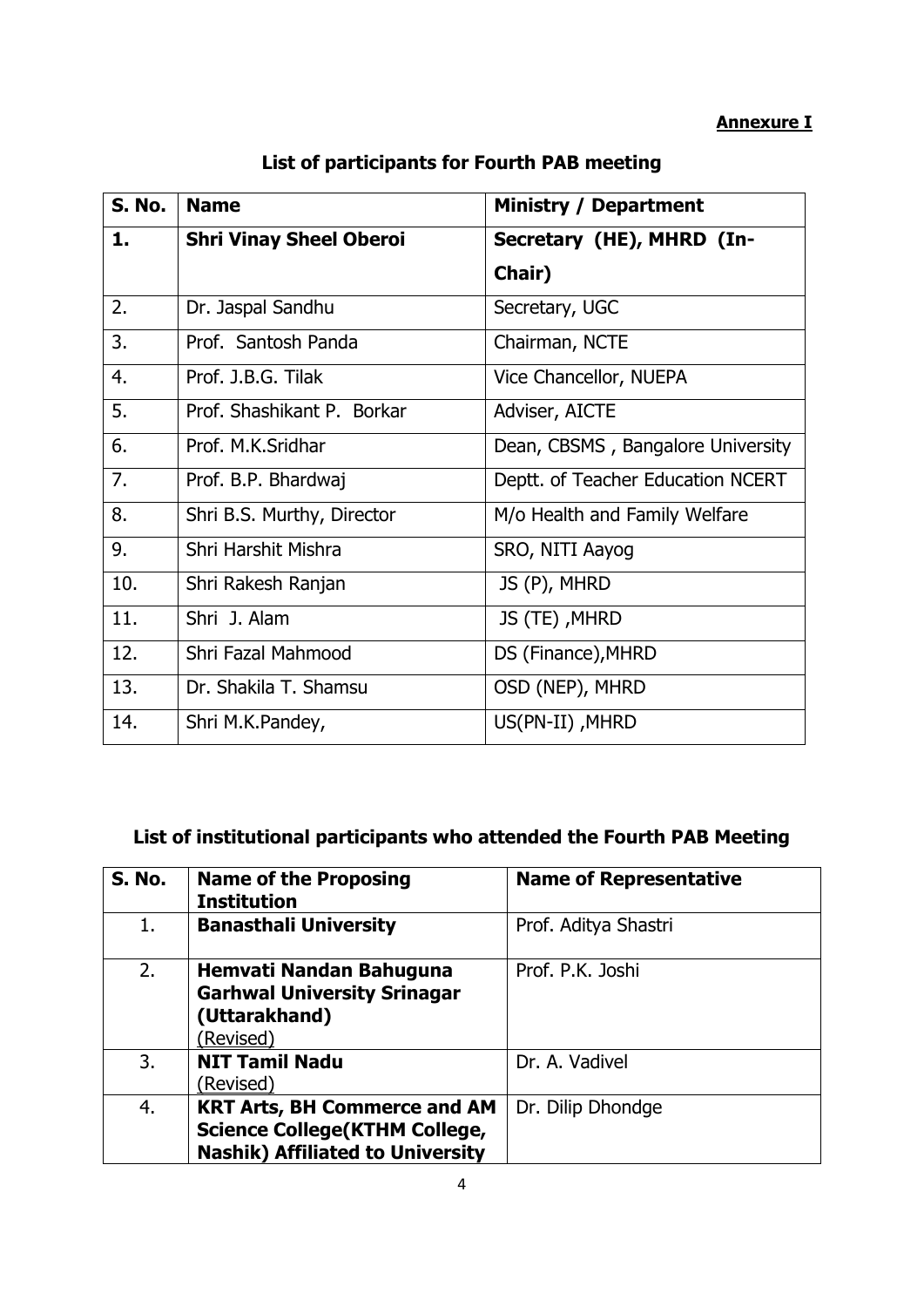**Annexure I**

## List of participants for Fourth PAB meeting

| S. No. | Name | Ministry / Department |
|---|---|---|
| **1.** | **Shri Vinay Sheel Oberoi** | **Secretary (HE), MHRD (In-Chair)** |
| 2. | Dr. Jaspal Sandhu | Secretary, UGC |
| 3. | Prof. Santosh Panda | Chairman, NCTE |
| 4. | Prof. J.B.G. Tilak | Vice Chancellor, NUEPA |
| 5. | Prof. Shashikant P. Borkar | Adviser, AICTE |
| 6. | Prof. M.K.Sridhar | Dean, CBSMS , Bangalore University |
| 7. | Prof. B.P. Bhardwaj | Deptt. of Teacher Education NCERT |
| 8. | Shri B.S. Murthy, Director | M/o Health and Family Welfare |
| 9. | Shri Harshit Mishra | SRO, NITI Aayog |
| 10. | Shri Rakesh Ranjan | JS (P), MHRD |
| 11. | Shri J. Alam | JS (TE) ,MHRD |
| 12. | Shri Fazal Mahmood | DS (Finance),MHRD |
| 13. | Dr. Shakila T. Shamsu | OSD (NEP), MHRD |
| 14. | Shri M.K.Pandey, | US(PN-II) ,MHRD |

## List of institutional participants who attended the Fourth PAB Meeting

| S. No. | Name of the Proposing Institution | Name of Representative |
|---|---|---|
| 1. | **Banasthali University** | Prof. Aditya Shastri |
| 2. | **Hemvati Nandan Bahuguna Garhwal University Srinagar (Uttarakhand)** (Revised) | Prof. P.K. Joshi |
| 3. | **NIT Tamil Nadu** (Revised) | Dr. A. Vadivel |
| 4. | **KRT Arts, BH Commerce and AM Science College(KTHM College, Nashik) Affiliated to University** | Dr. Dilip Dhondge |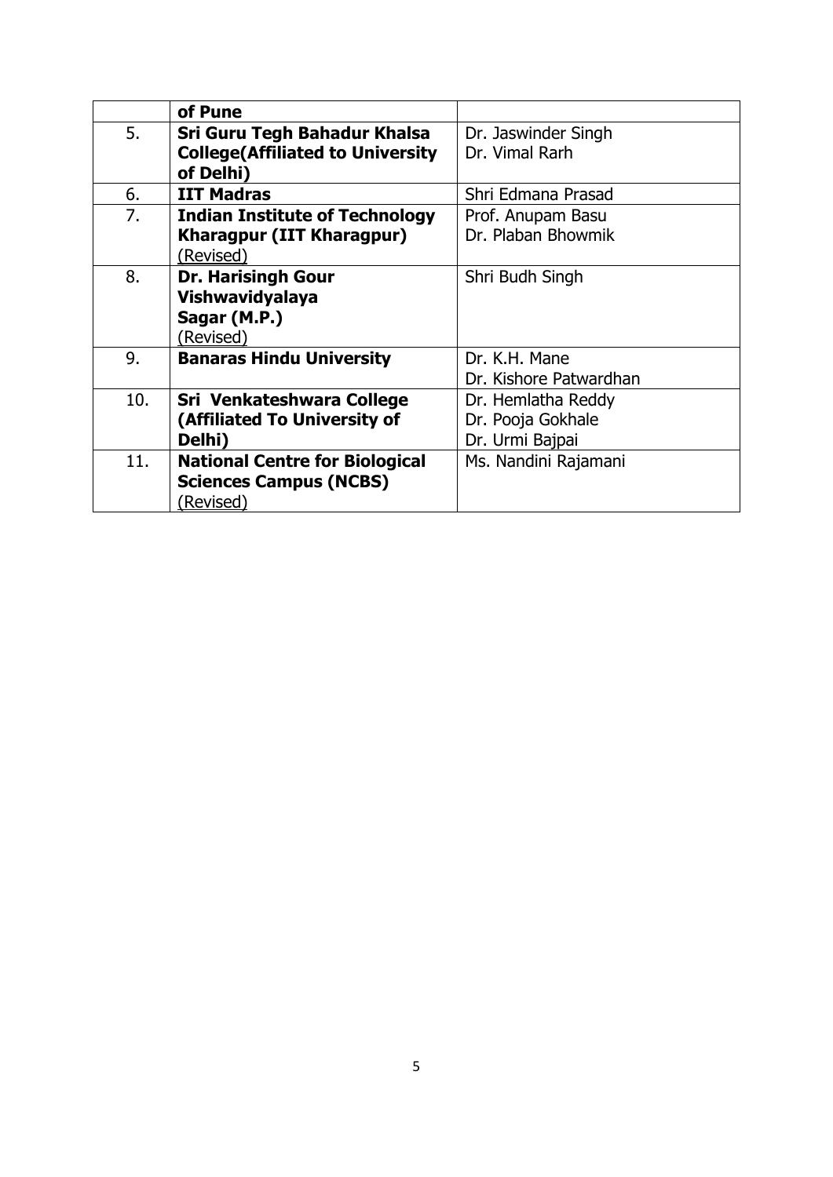| | | |
|---|---|---|
| | **of Pune** | |
| 5. | **Sri Guru Tegh Bahadur Khalsa College(Affiliated to University of Delhi)** | Dr. Jaswinder Singh<br>Dr. Vimal Rarh |
| 6. | **IIT Madras** | Shri Edmana Prasad |
| 7. | **Indian Institute of Technology Kharagpur (IIT Kharagpur)** <u>(Revised)</u> | Prof. Anupam Basu<br>Dr. Plaban Bhowmik |
| 8. | **Dr. Harisingh Gour Vishwavidyalaya Sagar (M.P.)** <u>(Revised)</u> | Shri Budh Singh |
| 9. | **Banaras Hindu University** | Dr. K.H. Mane<br>Dr. Kishore Patwardhan |
| 10. | **Sri Venkateshwara College (Affiliated To University of Delhi)** | Dr. Hemlatha Reddy<br>Dr. Pooja Gokhale<br>Dr. Urmi Bajpai |
| 11. | **National Centre for Biological Sciences Campus (NCBS)** <u>(Revised)</u> | Ms. Nandini Rajamani |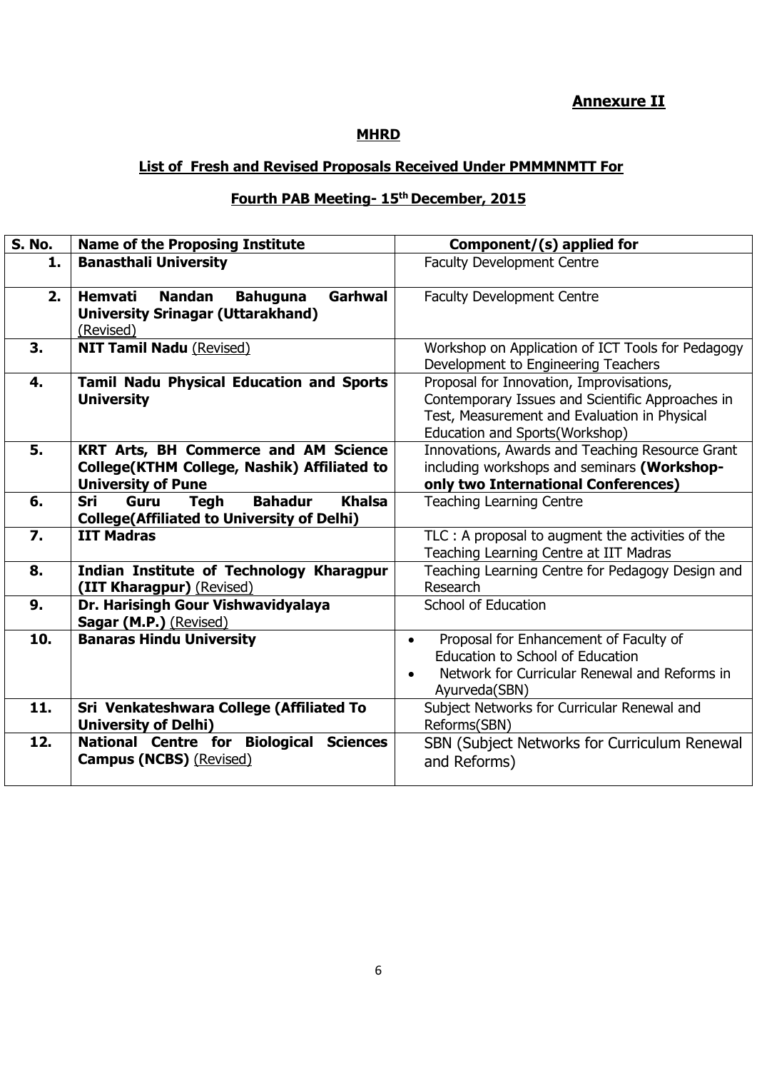**Annexure II**

**MHRD**

**List of Fresh and Revised Proposals Received Under PMMMNMTT For**

**Fourth PAB Meeting- 15th December, 2015**

| S. No. | Name of the Proposing Institute | Component/(s) applied for |
|---|---|---|
| 1. | **Banasthali University** | Faculty Development Centre |
| 2. | **Hemvati Nandan Bahuguna Garhwal University Srinagar (Uttarakhand)** (Revised) | Faculty Development Centre |
| 3. | **NIT Tamil Nadu** (Revised) | Workshop on Application of ICT Tools for Pedagogy Development to Engineering Teachers |
| 4. | **Tamil Nadu Physical Education and Sports University** | Proposal for Innovation, Improvisations, Contemporary Issues and Scientific Approaches in Test, Measurement and Evaluation in Physical Education and Sports(Workshop) |
| 5. | **KRT Arts, BH Commerce and AM Science College(KTHM College, Nashik) Affiliated to University of Pune** | Innovations, Awards and Teaching Resource Grant including workshops and seminars **(Workshop- only two International Conferences)** |
| 6. | **Sri Guru Tegh Bahadur Khalsa College(Affiliated to University of Delhi)** | Teaching Learning Centre |
| 7. | **IIT Madras** | TLC : A proposal to augment the activities of the Teaching Learning Centre at IIT Madras |
| 8. | **Indian Institute of Technology Kharagpur (IIT Kharagpur)** (Revised) | Teaching Learning Centre for Pedagogy Design and Research |
| 9. | **Dr. Harisingh Gour Vishwavidyalaya Sagar (M.P.)** (Revised) | School of Education |
| 10. | **Banaras Hindu University** | • Proposal for Enhancement of Faculty of Education to School of Education<br>• Network for Curricular Renewal and Reforms in Ayurveda(SBN) |
| 11. | **Sri Venkateshwara College (Affiliated To University of Delhi)** | Subject Networks for Curricular Renewal and Reforms(SBN) |
| 12. | **National Centre for Biological Sciences Campus (NCBS)** (Revised) | SBN (Subject Networks for Curriculum Renewal and Reforms) |